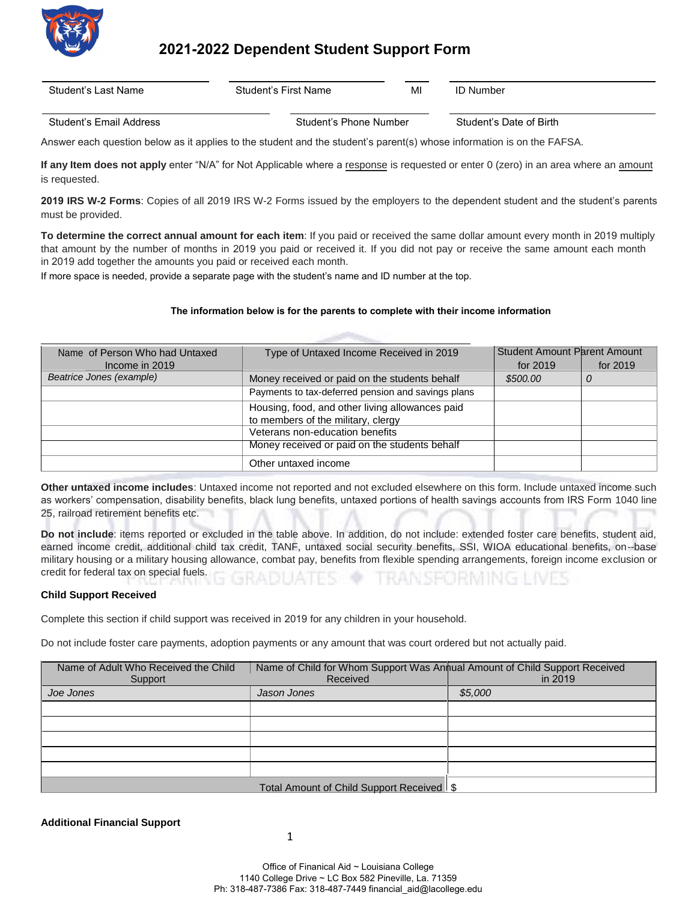# 2021-2022 Dependent Student Support Form

| Student's Last Name | Student's First Name | MI | ID Number |
|---|---|---|---|

| Student's Email Address | Student's Phone Number | Student's Date of Birth |
|---|---|---|

Answer each question below as it applies to the student and the student's parent(s) whose information is on the FAFSA.

**If any Item does not apply** enter "N/A" for Not Applicable where a response is requested or enter 0 (zero) in an area where an amount is requested.

**2019 IRS W-2 Forms**: Copies of all 2019 IRS W-2 Forms issued by the employers to the dependent student and the student's parents must be provided.

**To determine the correct annual amount for each item**: If you paid or received the same dollar amount every month in 2019 multiply that amount by the number of months in 2019 you paid or received it. If you did not pay or receive the same amount each month in 2019 add together the amounts you paid or received each month.

If more space is needed, provide a separate page with the student's name and ID number at the top.

**The information below is for the parents to complete with their income information**

| Name of Person Who had Untaxed Income in 2019 | Type of Untaxed Income Received in 2019 | Student Amount for 2019 | Parent Amount for 2019 |
|---|---|---|---|
| *Beatrice Jones (example)* | Money received or paid on the students behalf | *$500.00* | *0* |
| | Payments to tax-deferred pension and savings plans | | |
| | Housing, food, and other living allowances paid to members of the military, clergy | | |
| | Veterans non-education benefits | | |
| | Money received or paid on the students behalf | | |
| | Other untaxed income | | |

**Other untaxed income includes**: Untaxed income not reported and not excluded elsewhere on this form. Include untaxed income such as workers' compensation, disability benefits, black lung benefits, untaxed portions of health savings accounts from IRS Form 1040 line 25, railroad retirement benefits etc.

**Do not include**: items reported or excluded in the table above. In addition, do not include: extended foster care benefits, student aid, earned income credit, additional child tax credit, TANF, untaxed social security benefits, SSI, WIOA educational benefits, on--base military housing or a military housing allowance, combat pay, benefits from flexible spending arrangements, foreign income exclusion or credit for federal tax on special fuels.

**Child Support Received**

Complete this section if child support was received in 2019 for any children in your household.

Do not include foster care payments, adoption payments or any amount that was court ordered but not actually paid.

| Name of Adult Who Received the Child Support | Name of Child for Whom Support Was Received | Annual Amount of Child Support Received in 2019 |
|---|---|---|
| *Joe Jones* | *Jason Jones* | *$5,000* |
| | | |
| | | |
| | | |
| | | |
| | | |
| | Total Amount of Child Support Received | $ |

**Additional Financial Support**

Office of Finanical Aid ~ Louisiana College
1140 College Drive ~ LC Box 582 Pineville, La. 71359
Ph: 318-487-7386 Fax: 318-487-7449 financial_aid@lacollege.edu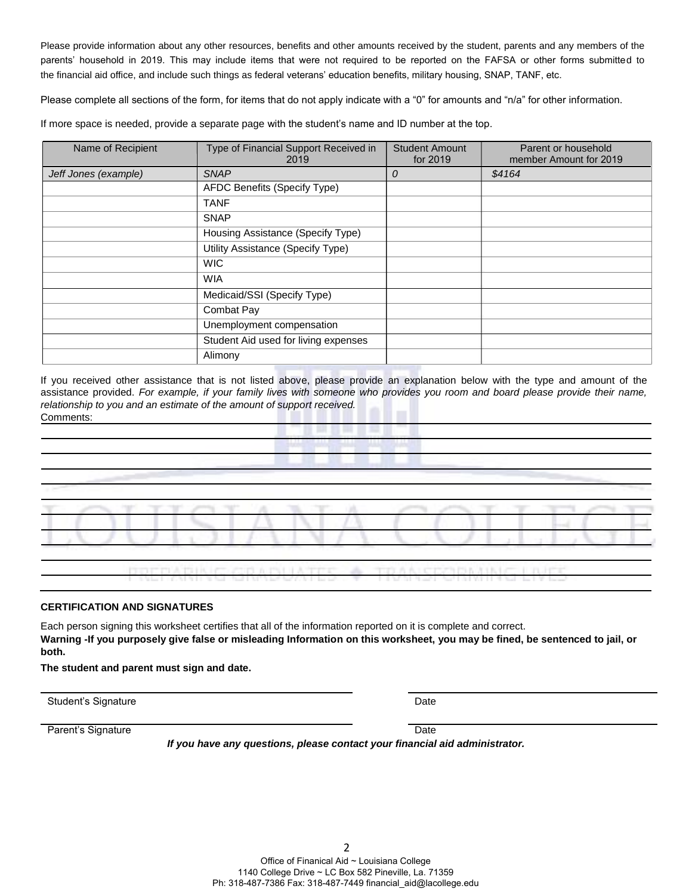Please provide information about any other resources, benefits and other amounts received by the student, parents and any members of the parents' household in 2019. This may include items that were not required to be reported on the FAFSA or other forms submitted to the financial aid office, and include such things as federal veterans' education benefits, military housing, SNAP, TANF, etc.

Please complete all sections of the form, for items that do not apply indicate with a "0" for amounts and "n/a" for other information.

If more space is needed, provide a separate page with the student's name and ID number at the top.

| Name of Recipient | Type of Financial Support Received in 2019 | Student Amount for 2019 | Parent or household member Amount for 2019 |
|---|---|---|---|
| *Jeff Jones (example)* | *SNAP* | *0* | *$4164* |
| | AFDC Benefits (Specify Type) | | |
| | TANF | | |
| | SNAP | | |
| | Housing Assistance (Specify Type) | | |
| | Utility Assistance (Specify Type) | | |
| | WIC | | |
| | WIA | | |
| | Medicaid/SSI (Specify Type) | | |
| | Combat Pay | | |
| | Unemployment compensation | | |
| | Student Aid used for living expenses | | |
| | Alimony | | |

If you received other assistance that is not listed above, please provide an explanation below with the type and amount of the assistance provided. *For example, if your family lives with someone who provides you room and board please provide their name, relationship to you and an estimate of the amount of support received.*

Comments: ______________________________________________

______________________________________________

______________________________________________

______________________________________________

______________________________________________

______________________________________________

______________________________________________

______________________________________________

______________________________________________

______________________________________________

______________________________________________

**CERTIFICATION AND SIGNATURES**

Each person signing this worksheet certifies that all of the information reported on it is complete and correct.

**Warning -If you purposely give false or misleading Information on this worksheet, you may be fined, be sentenced to jail, or both.**

**The student and parent must sign and date.**

______________________________ ______________________________

Student's Signature Date

______________________________ ______________________________

Parent's Signature Date

***If you have any questions, please contact your financial aid administrator.***

Office of Finanical Aid ~ Louisiana College
1140 College Drive ~ LC Box 582 Pineville, La. 71359
Ph: 318-487-7386 Fax: 318-487-7449 financial_aid@lacollege.edu